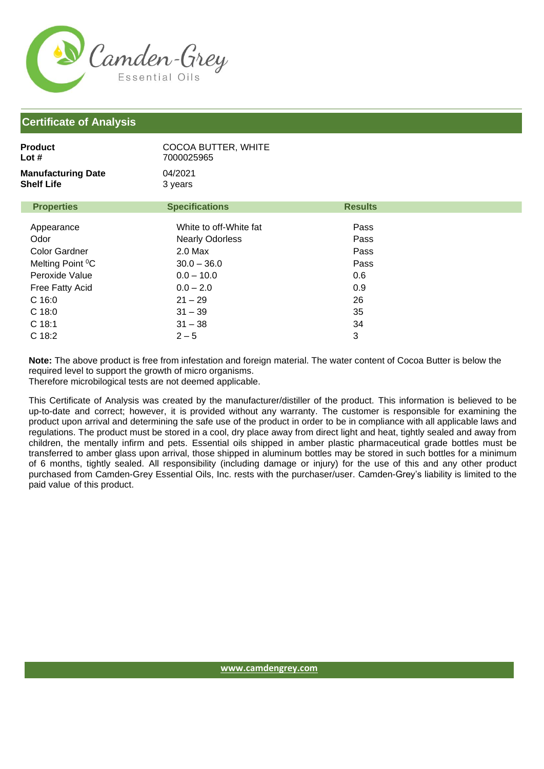Camden-Grey
Essential Oils

## Certificate of Analysis

**Product** COCOA BUTTER, WHITE
**Lot #** 7000025965

**Manufacturing Date** 04/2021
**Shelf Life** 3 years

| Properties | Specifications | Results |
|---|---|---|
| Appearance | White to off-White fat | Pass |
| Odor | Nearly Odorless | Pass |
| Color Gardner | 2.0 Max | Pass |
| Melting Point $^{0}$C | 30.0 – 36.0 | Pass |
| Peroxide Value | 0.0 – 10.0 | 0.6 |
| Free Fatty Acid | 0.0 – 2.0 | 0.9 |
| C 16:0 | 21 – 29 | 26 |
| C 18:0 | 31 – 39 | 35 |
| C 18:1 | 31 – 38 | 34 |
| C 18:2 | 2 – 5 | 3 |

**Note:** The above product is free from infestation and foreign material. The water content of Cocoa Butter is below the required level to support the growth of micro organisms.
Therefore microbiological tests are not deemed applicable.

This Certificate of Analysis was created by the manufacturer/distiller of the product. This information is believed to be up-to-date and correct; however, it is provided without any warranty. The customer is responsible for examining the product upon arrival and determining the safe use of the product in order to be in compliance with all applicable laws and regulations. The product must be stored in a cool, dry place away from direct light and heat, tightly sealed and away from children, the mentally infirm and pets. Essential oils shipped in amber plastic pharmaceutical grade bottles must be transferred to amber glass upon arrival, those shipped in aluminum bottles may be stored in such bottles for a minimum of 6 months, tightly sealed. All responsibility (including damage or injury) for the use of this and any other product purchased from Camden-Grey Essential Oils, Inc. rests with the purchaser/user. Camden-Grey's liability is limited to the paid value of this product.

www.camdengrey.com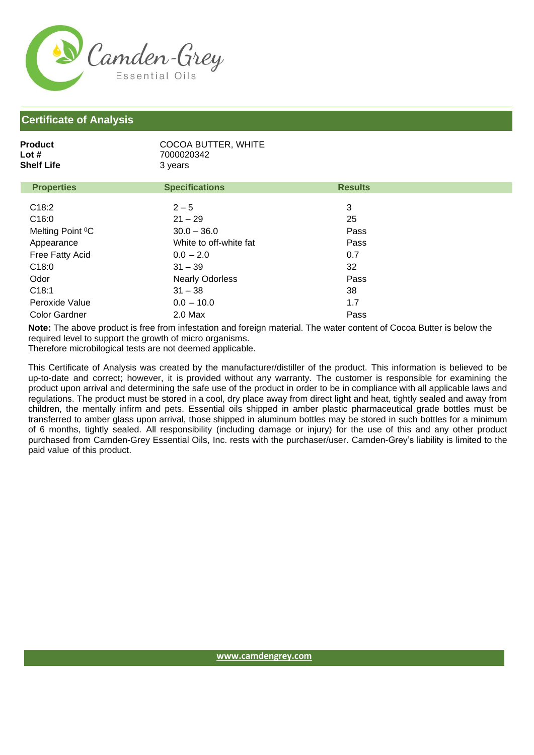## Certificate of Analysis

**Product** COCOA BUTTER, WHITE
**Lot #** 7000020342
**Shelf Life** 3 years

| Properties | Specifications | Results |
|---|---|---|
| C18:2 | 2 – 5 | 3 |
| C16:0 | 21 – 29 | 25 |
| Melting Point ⁰C | 30.0 – 36.0 | Pass |
| Appearance | White to off-white fat | Pass |
| Free Fatty Acid | 0.0 – 2.0 | 0.7 |
| C18:0 | 31 – 39 | 32 |
| Odor | Nearly Odorless | Pass |
| C18:1 | 31 – 38 | 38 |
| Peroxide Value | 0.0 – 10.0 | 1.7 |
| Color Gardner | 2.0 Max | Pass |

**Note:** The above product is free from infestation and foreign material. The water content of Cocoa Butter is below the required level to support the growth of micro organisms.
Therefore microbilogical tests are not deemed applicable.

This Certificate of Analysis was created by the manufacturer/distiller of the product. This information is believed to be up-to-date and correct; however, it is provided without any warranty. The customer is responsible for examining the product upon arrival and determining the safe use of the product in order to be in compliance with all applicable laws and regulations. The product must be stored in a cool, dry place away from direct light and heat, tightly sealed and away from children, the mentally infirm and pets. Essential oils shipped in amber plastic pharmaceutical grade bottles must be transferred to amber glass upon arrival, those shipped in aluminum bottles may be stored in such bottles for a minimum of 6 months, tightly sealed. All responsibility (including damage or injury) for the use of this and any other product purchased from Camden-Grey Essential Oils, Inc. rests with the purchaser/user. Camden-Grey's liability is limited to the paid value of this product.

www.camdengrey.com